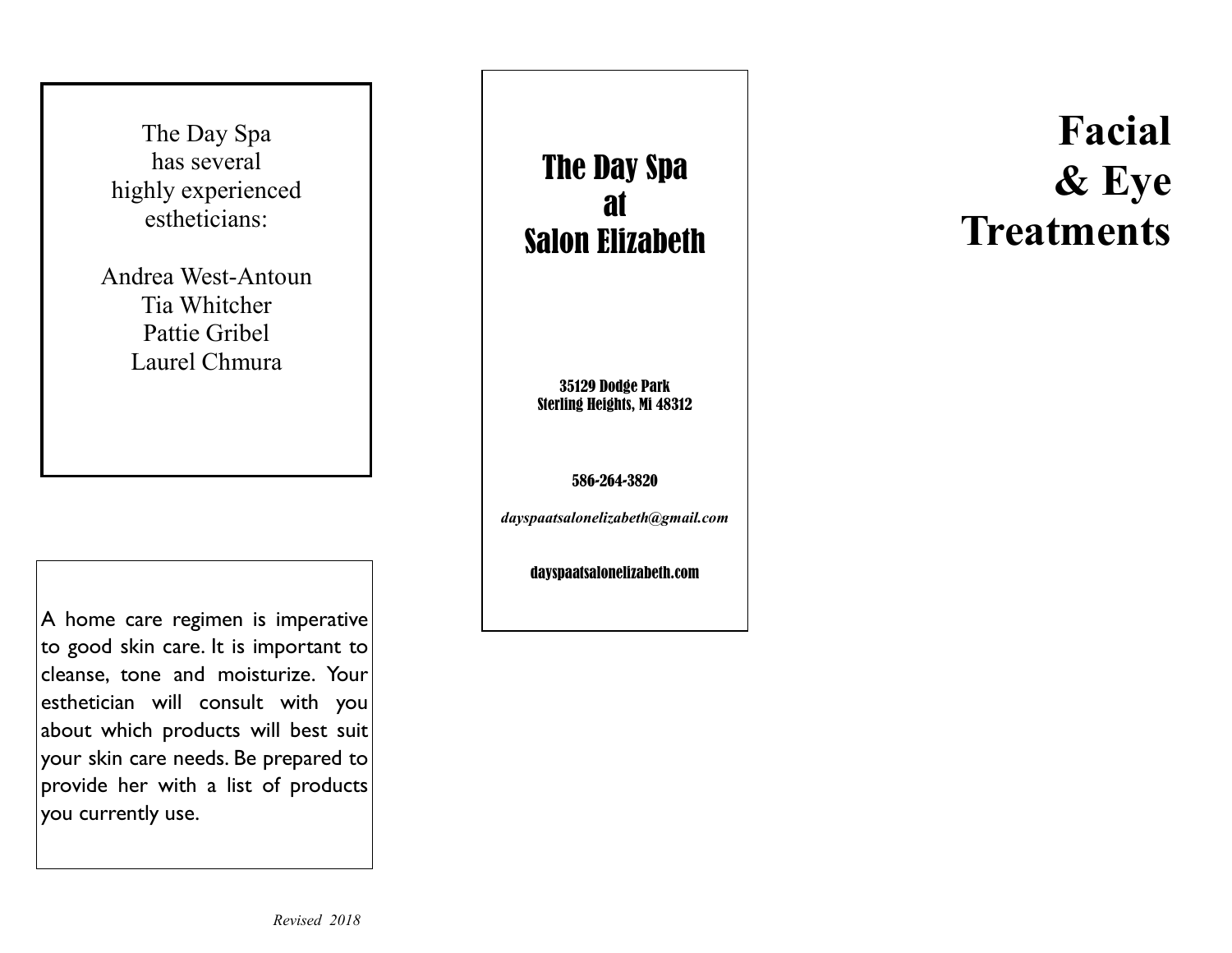The Day Spa
has several
highly experienced
estheticians:

Andrea West-Antoun
Tia Whitcher
Pattie Gribel
Laurel Chmura

A home care regimen is imperative to good skin care. It is important to cleanse, tone and moisturize. Your esthetician will consult with you about which products will best suit your skin care needs. Be prepared to provide her with a list of products you currently use.

*Revised 2018*

## The Day Spa at Salon Elizabeth

**35129 Dodge Park**
**Sterling Heights, Mi 48312**

**586-264-3820**

***dayspaatsalonelizabeth@gmail.com***

**dayspaatsalonelizabeth.com**

# Facial & Eye Treatments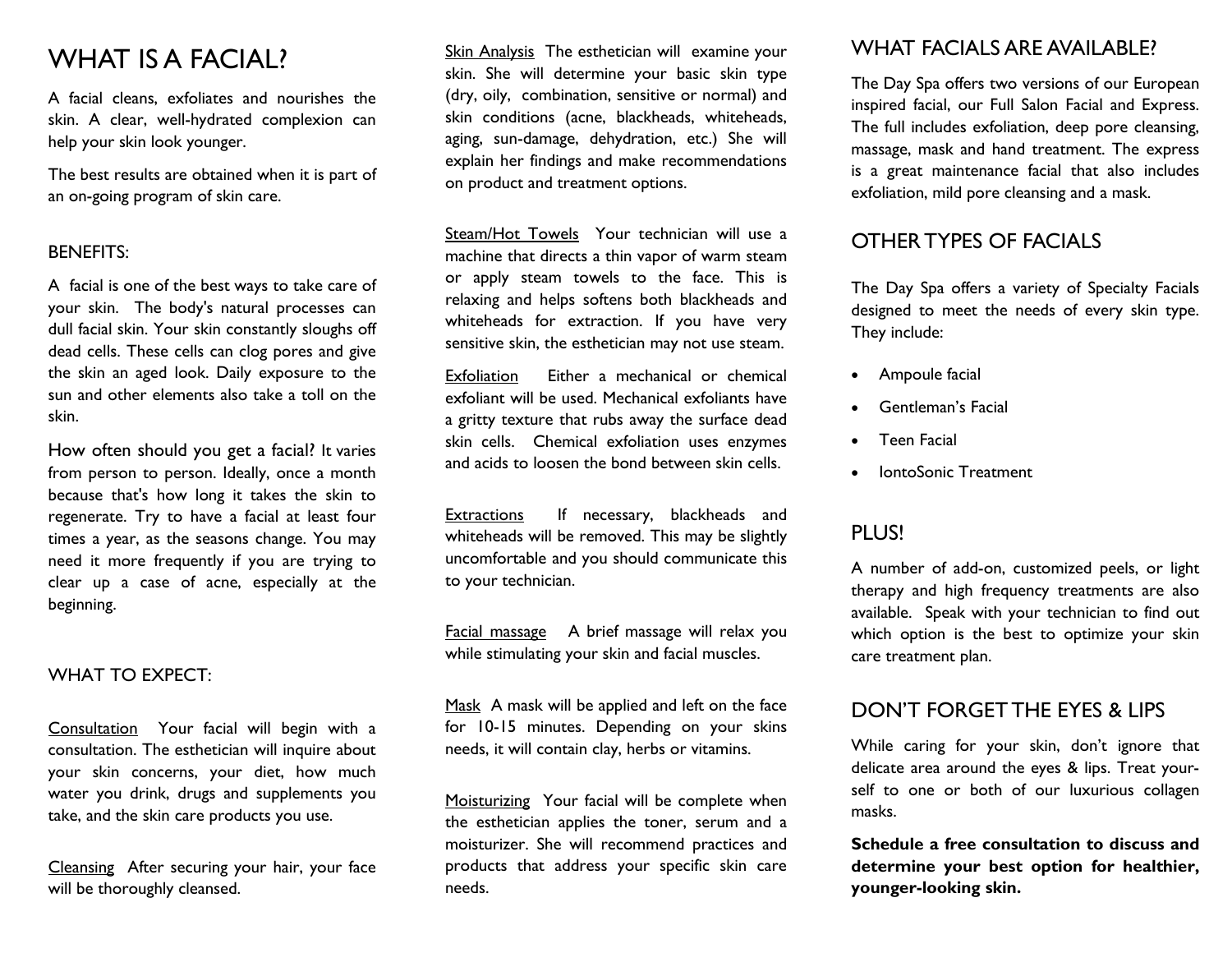# WHAT IS A FACIAL?

A facial cleans, exfoliates and nourishes the skin. A clear, well-hydrated complexion can help your skin look younger.

The best results are obtained when it is part of an on-going program of skin care.

## BENEFITS:

A facial is one of the best ways to take care of your skin. The body's natural processes can dull facial skin. Your skin constantly sloughs off dead cells. These cells can clog pores and give the skin an aged look. Daily exposure to the sun and other elements also take a toll on the skin.

How often should you get a facial? It varies from person to person. Ideally, once a month because that's how long it takes the skin to regenerate. Try to have a facial at least four times a year, as the seasons change. You may need it more frequently if you are trying to clear up a case of acne, especially at the beginning.

## WHAT TO EXPECT:

Consultation Your facial will begin with a consultation. The esthetician will inquire about your skin concerns, your diet, how much water you drink, drugs and supplements you take, and the skin care products you use.

Cleansing After securing your hair, your face will be thoroughly cleansed.

Skin Analysis The esthetician will examine your skin. She will determine your basic skin type (dry, oily, combination, sensitive or normal) and skin conditions (acne, blackheads, whiteheads, aging, sun-damage, dehydration, etc.) She will explain her findings and make recommendations on product and treatment options.

Steam/Hot Towels Your technician will use a machine that directs a thin vapor of warm steam or apply steam towels to the face. This is relaxing and helps softens both blackheads and whiteheads for extraction. If you have very sensitive skin, the esthetician may not use steam.

Exfoliation Either a mechanical or chemical exfoliant will be used. Mechanical exfoliants have a gritty texture that rubs away the surface dead skin cells. Chemical exfoliation uses enzymes and acids to loosen the bond between skin cells.

Extractions If necessary, blackheads and whiteheads will be removed. This may be slightly uncomfortable and you should communicate this to your technician.

Facial massage A brief massage will relax you while stimulating your skin and facial muscles.

Mask A mask will be applied and left on the face for 10-15 minutes. Depending on your skins needs, it will contain clay, herbs or vitamins.

Moisturizing Your facial will be complete when the esthetician applies the toner, serum and a moisturizer. She will recommend practices and products that address your specific skin care needs.

## WHAT FACIALS ARE AVAILABLE?

The Day Spa offers two versions of our European inspired facial, our Full Salon Facial and Express. The full includes exfoliation, deep pore cleansing, massage, mask and hand treatment. The express is a great maintenance facial that also includes exfoliation, mild pore cleansing and a mask.

## OTHER TYPES OF FACIALS

The Day Spa offers a variety of Specialty Facials designed to meet the needs of every skin type. They include:

- Ampoule facial
- Gentleman's Facial
- Teen Facial
- IontoSonic Treatment

## PLUS!

A number of add-on, customized peels, or light therapy and high frequency treatments are also available. Speak with your technician to find out which option is the best to optimize your skin care treatment plan.

## DON'T FORGET THE EYES & LIPS

While caring for your skin, don't ignore that delicate area around the eyes & lips. Treat your-self to one or both of our luxurious collagen masks.

**Schedule a free consultation to discuss and determine your best option for healthier, younger-looking skin.**